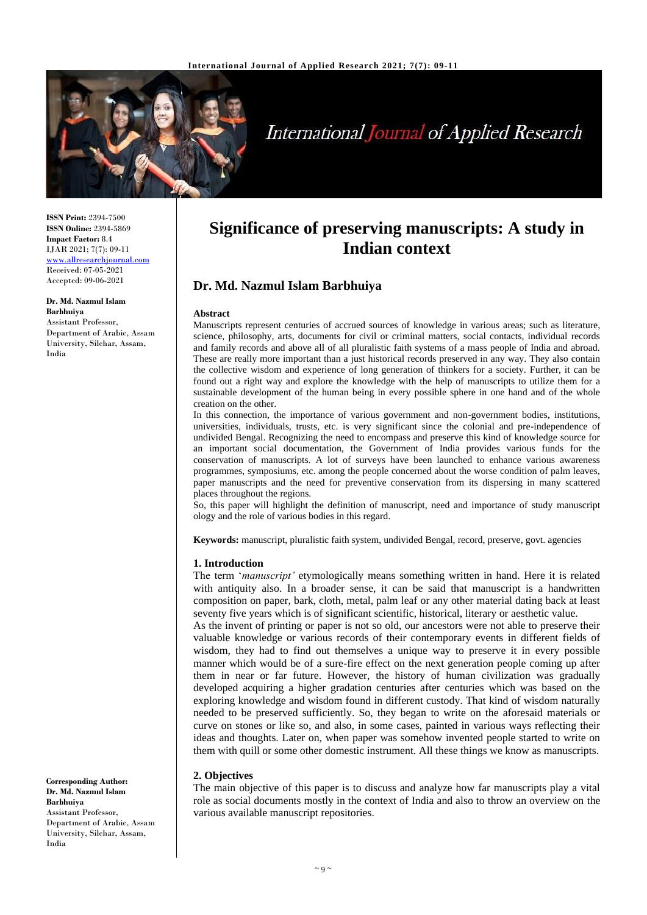**ISSN Print:** 2394-7500
**ISSN Online:** 2394-5869
**Impact Factor:** 8.4
IJAR 2021; 7(7): 09-11
www.allresearchjournal.com
Received: 07-05-2021
Accepted: 09-06-2021

**Dr. Md. Nazmul Islam Barbhuiya**
Assistant Professor, Department of Arabic, Assam University, Silchar, Assam, India

**Corresponding Author:**
**Dr. Md. Nazmul Islam Barbhuiya**
Assistant Professor, Department of Arabic, Assam University, Silchar, Assam, India

# Significance of preserving manuscripts: A study in Indian context

## Dr. Md. Nazmul Islam Barbhuiya

**Abstract**

Manuscripts represent centuries of accrued sources of knowledge in various areas; such as literature, science, philosophy, arts, documents for civil or criminal matters, social contacts, individual records and family records and above all of all pluralistic faith systems of a mass people of India and abroad. These are really more important than a just historical records preserved in any way. They also contain the collective wisdom and experience of long generation of thinkers for a society. Further, it can be found out a right way and explore the knowledge with the help of manuscripts to utilize them for a sustainable development of the human being in every possible sphere in one hand and of the whole creation on the other.

In this connection, the importance of various government and non-government bodies, institutions, universities, individuals, trusts, etc. is very significant since the colonial and pre-independence of undivided Bengal. Recognizing the need to encompass and preserve this kind of knowledge source for an important social documentation, the Government of India provides various funds for the conservation of manuscripts. A lot of surveys have been launched to enhance various awareness programmes, symposiums, etc. among the people concerned about the worse condition of palm leaves, paper manuscripts and the need for preventive conservation from its dispersing in many scattered places throughout the regions.

So, this paper will highlight the definition of manuscript, need and importance of study manuscript ology and the role of various bodies in this regard.

**Keywords:** manuscript, pluralistic faith system, undivided Bengal, record, preserve, govt. agencies

### 1. Introduction

The term '*manuscript'* etymologically means something written in hand. Here it is related with antiquity also. In a broader sense, it can be said that manuscript is a handwritten composition on paper, bark, cloth, metal, palm leaf or any other material dating back at least seventy five years which is of significant scientific, historical, literary or aesthetic value.

As the invent of printing or paper is not so old, our ancestors were not able to preserve their valuable knowledge or various records of their contemporary events in different fields of wisdom, they had to find out themselves a unique way to preserve it in every possible manner which would be of a sure-fire effect on the next generation people coming up after them in near or far future. However, the history of human civilization was gradually developed acquiring a higher gradation centuries after centuries which was based on the exploring knowledge and wisdom found in different custody. That kind of wisdom naturally needed to be preserved sufficiently. So, they began to write on the aforesaid materials or curve on stones or like so, and also, in some cases, painted in various ways reflecting their ideas and thoughts. Later on, when paper was somehow invented people started to write on them with quill or some other domestic instrument. All these things we know as manuscripts.

### 2. Objectives

The main objective of this paper is to discuss and analyze how far manuscripts play a vital role as social documents mostly in the context of India and also to throw an overview on the various available manuscript repositories.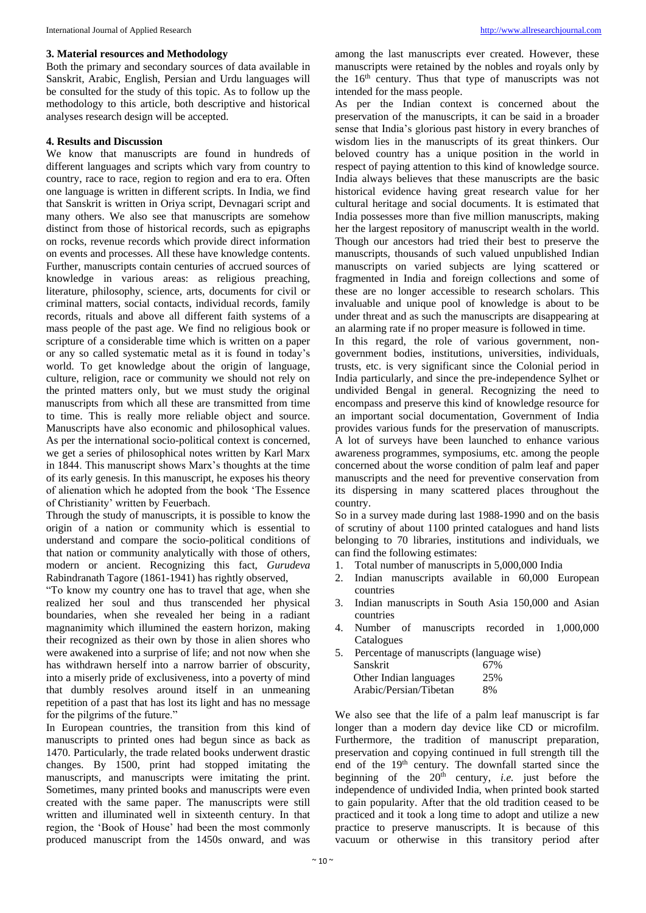### 3. Material resources and Methodology

Both the primary and secondary sources of data available in Sanskrit, Arabic, English, Persian and Urdu languages will be consulted for the study of this topic. As to follow up the methodology to this article, both descriptive and historical analyses research design will be accepted.

### 4. Results and Discussion

We know that manuscripts are found in hundreds of different languages and scripts which vary from country to country, race to race, region to region and era to era. Often one language is written in different scripts. In India, we find that Sanskrit is written in Oriya script, Devnagari script and many others. We also see that manuscripts are somehow distinct from those of historical records, such as epigraphs on rocks, revenue records which provide direct information on events and processes. All these have knowledge contents. Further, manuscripts contain centuries of accrued sources of knowledge in various areas: as religious preaching, literature, philosophy, science, arts, documents for civil or criminal matters, social contacts, individual records, family records, rituals and above all different faith systems of a mass people of the past age. We find no religious book or scripture of a considerable time which is written on a paper or any so called systematic metal as it is found in today's world. To get knowledge about the origin of language, culture, religion, race or community we should not rely on the printed matters only, but we must study the original manuscripts from which all these are transmitted from time to time. This is really more reliable object and source. Manuscripts have also economic and philosophical values. As per the international socio-political context is concerned, we get a series of philosophical notes written by Karl Marx in 1844. This manuscript shows Marx's thoughts at the time of its early genesis. In this manuscript, he exposes his theory of alienation which he adopted from the book 'The Essence of Christianity' written by Feuerbach.

Through the study of manuscripts, it is possible to know the origin of a nation or community which is essential to understand and compare the socio-political conditions of that nation or community analytically with those of others, modern or ancient. Recognizing this fact, *Gurudeva* Rabindranath Tagore (1861-1941) has rightly observed,

"To know my country one has to travel that age, when she realized her soul and thus transcended her physical boundaries, when she revealed her being in a radiant magnanimity which illumined the eastern horizon, making their recognized as their own by those in alien shores who were awakened into a surprise of life; and not now when she has withdrawn herself into a narrow barrier of obscurity, into a miserly pride of exclusiveness, into a poverty of mind that dumbly resolves around itself in an unmeaning repetition of a past that has lost its light and has no message for the pilgrims of the future."

In European countries, the transition from this kind of manuscripts to printed ones had begun since as back as 1470. Particularly, the trade related books underwent drastic changes. By 1500, print had stopped imitating the manuscripts, and manuscripts were imitating the print. Sometimes, many printed books and manuscripts were even created with the same paper. The manuscripts were still written and illuminated well in sixteenth century. In that region, the 'Book of House' had been the most commonly produced manuscript from the 1450s onward, and was among the last manuscripts ever created. However, these manuscripts were retained by the nobles and royals only by the 16th century. Thus that type of manuscripts was not intended for the mass people.

As per the Indian context is concerned about the preservation of the manuscripts, it can be said in a broader sense that India's glorious past history in every branches of wisdom lies in the manuscripts of its great thinkers. Our beloved country has a unique position in the world in respect of paying attention to this kind of knowledge source. India always believes that these manuscripts are the basic historical evidence having great research value for her cultural heritage and social documents. It is estimated that India possesses more than five million manuscripts, making her the largest repository of manuscript wealth in the world. Though our ancestors had tried their best to preserve the manuscripts, thousands of such valued unpublished Indian manuscripts on varied subjects are lying scattered or fragmented in India and foreign collections and some of these are no longer accessible to research scholars. This invaluable and unique pool of knowledge is about to be under threat and as such the manuscripts are disappearing at an alarming rate if no proper measure is followed in time.

In this regard, the role of various government, non-government bodies, institutions, universities, individuals, trusts, etc. is very significant since the Colonial period in India particularly, and since the pre-independence Sylhet or undivided Bengal in general. Recognizing the need to encompass and preserve this kind of knowledge resource for an important social documentation, Government of India provides various funds for the preservation of manuscripts. A lot of surveys have been launched to enhance various awareness programmes, symposiums, etc. among the people concerned about the worse condition of palm leaf and paper manuscripts and the need for preventive conservation from its dispersing in many scattered places throughout the country.

So in a survey made during last 1988-1990 and on the basis of scrutiny of about 1100 printed catalogues and hand lists belonging to 70 libraries, institutions and individuals, we can find the following estimates:

1. Total number of manuscripts in India 5,000,000
2. Indian manuscripts available in European countries 60,000
3. Indian manuscripts in South Asia and Asian countries 150,000
4. Number of manuscripts recorded in Catalogues 1,000,000
5. Percentage of manuscripts (language wise)

| | |
|---|---|
| Sanskrit | 67% |
| Other Indian languages | 25% |
| Arabic/Persian/Tibetan | 8% |

We also see that the life of a palm leaf manuscript is far longer than a modern day device like CD or microfilm. Furthermore, the tradition of manuscript preparation, preservation and copying continued in full strength till the end of the 19th century. The downfall started since the beginning of the 20th century, *i.e.* just before the independence of undivided India, when printed book started to gain popularity. After that the old tradition ceased to be practiced and it took a long time to adopt and utilize a new practice to preserve manuscripts. It is because of this vacuum or otherwise in this transitory period after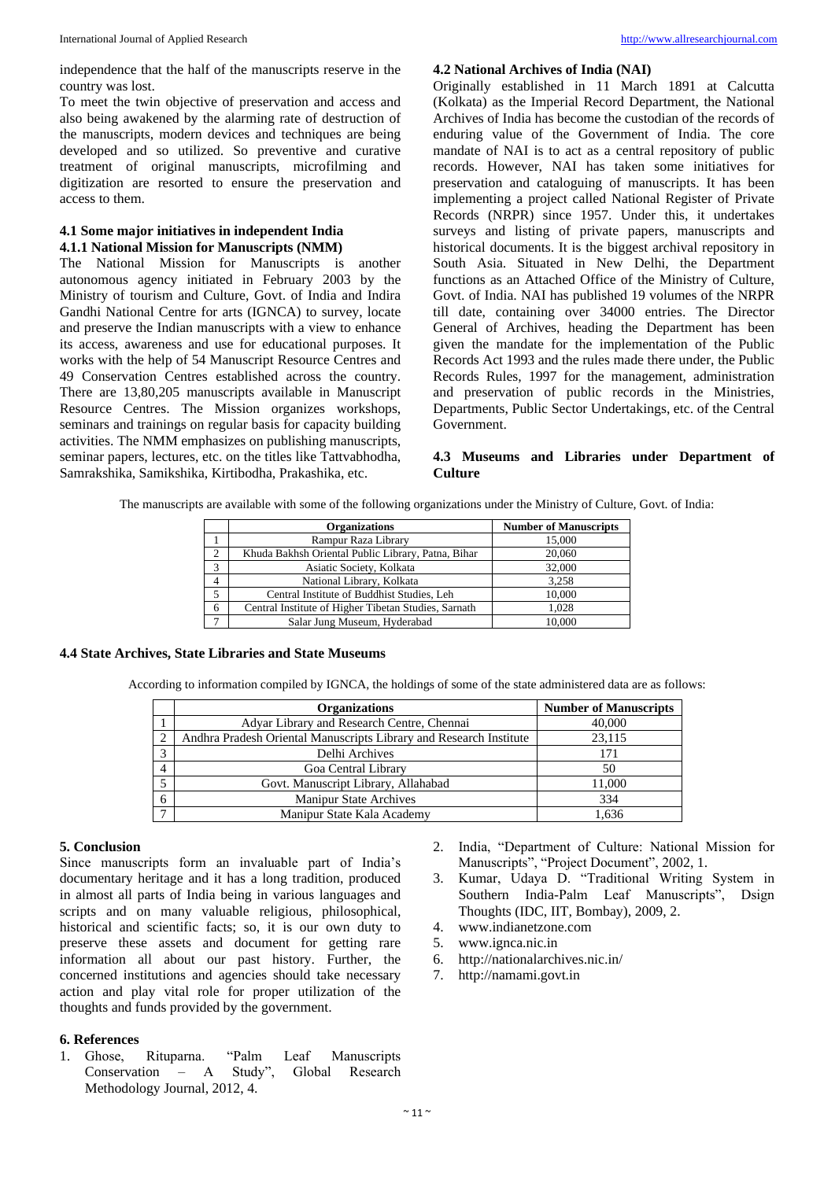independence that the half of the manuscripts reserve in the country was lost.

To meet the twin objective of preservation and access and also being awakened by the alarming rate of destruction of the manuscripts, modern devices and techniques are being developed and so utilized. So preventive and curative treatment of original manuscripts, microfilming and digitization are resorted to ensure the preservation and access to them.

### 4.1 Some major initiatives in independent India

#### 4.1.1 National Mission for Manuscripts (NMM)

The National Mission for Manuscripts is another autonomous agency initiated in February 2003 by the Ministry of tourism and Culture, Govt. of India and Indira Gandhi National Centre for arts (IGNCA) to survey, locate and preserve the Indian manuscripts with a view to enhance its access, awareness and use for educational purposes. It works with the help of 54 Manuscript Resource Centres and 49 Conservation Centres established across the country. There are 13,80,205 manuscripts available in Manuscript Resource Centres. The Mission organizes workshops, seminars and trainings on regular basis for capacity building activities. The NMM emphasizes on publishing manuscripts, seminar papers, lectures, etc. on the titles like Tattvabhodha, Samrakshika, Samikshika, Kirtibodha, Prakashika, etc.

### 4.2 National Archives of India (NAI)

Originally established in 11 March 1891 at Calcutta (Kolkata) as the Imperial Record Department, the National Archives of India has become the custodian of the records of enduring value of the Government of India. The core mandate of NAI is to act as a central repository of public records. However, NAI has taken some initiatives for preservation and cataloguing of manuscripts. It has been implementing a project called National Register of Private Records (NRPR) since 1957. Under this, it undertakes surveys and listing of private papers, manuscripts and historical documents. It is the biggest archival repository in South Asia. Situated in New Delhi, the Department functions as an Attached Office of the Ministry of Culture, Govt. of India. NAI has published 19 volumes of the NRPR till date, containing over 34000 entries. The Director General of Archives, heading the Department has been given the mandate for the implementation of the Public Records Act 1993 and the rules made there under, the Public Records Rules, 1997 for the management, administration and preservation of public records in the Ministries, Departments, Public Sector Undertakings, etc. of the Central Government.

### 4.3 Museums and Libraries under Department of Culture

The manuscripts are available with some of the following organizations under the Ministry of Culture, Govt. of India:

| | Organizations | Number of Manuscripts |
|---|---|---|
| 1 | Rampur Raza Library | 15,000 |
| 2 | Khuda Bakhsh Oriental Public Library, Patna, Bihar | 20,060 |
| 3 | Asiatic Society, Kolkata | 32,000 |
| 4 | National Library, Kolkata | 3,258 |
| 5 | Central Institute of Buddhist Studies, Leh | 10,000 |
| 6 | Central Institute of Higher Tibetan Studies, Sarnath | 1,028 |
| 7 | Salar Jung Museum, Hyderabad | 10,000 |

### 4.4 State Archives, State Libraries and State Museums

According to information compiled by IGNCA, the holdings of some of the state administered data are as follows:

| | Organizations | Number of Manuscripts |
|---|---|---|
| 1 | Adyar Library and Research Centre, Chennai | 40,000 |
| 2 | Andhra Pradesh Oriental Manuscripts Library and Research Institute | 23,115 |
| 3 | Delhi Archives | 171 |
| 4 | Goa Central Library | 50 |
| 5 | Govt. Manuscript Library, Allahabad | 11,000 |
| 6 | Manipur State Archives | 334 |
| 7 | Manipur State Kala Academy | 1,636 |

## 5. Conclusion

Since manuscripts form an invaluable part of India's documentary heritage and it has a long tradition, produced in almost all parts of India being in various languages and scripts and on many valuable religious, philosophical, historical and scientific facts; so, it is our own duty to preserve these assets and document for getting rare information all about our past history. Further, the concerned institutions and agencies should take necessary action and play vital role for proper utilization of the thoughts and funds provided by the government.

## 6. References

1. Ghose, Rituparna. "Palm Leaf Manuscripts Conservation – A Study", Global Research Methodology Journal, 2012, 4.
2. India, "Department of Culture: National Mission for Manuscripts", "Project Document", 2002, 1.
3. Kumar, Udaya D. "Traditional Writing System in Southern India-Palm Leaf Manuscripts", Dsign Thoughts (IDC, IIT, Bombay), 2009, 2.
4. www.indianetzone.com
5. www.ignca.nic.in
6. http://nationalarchives.nic.in/
7. http://namami.govt.in